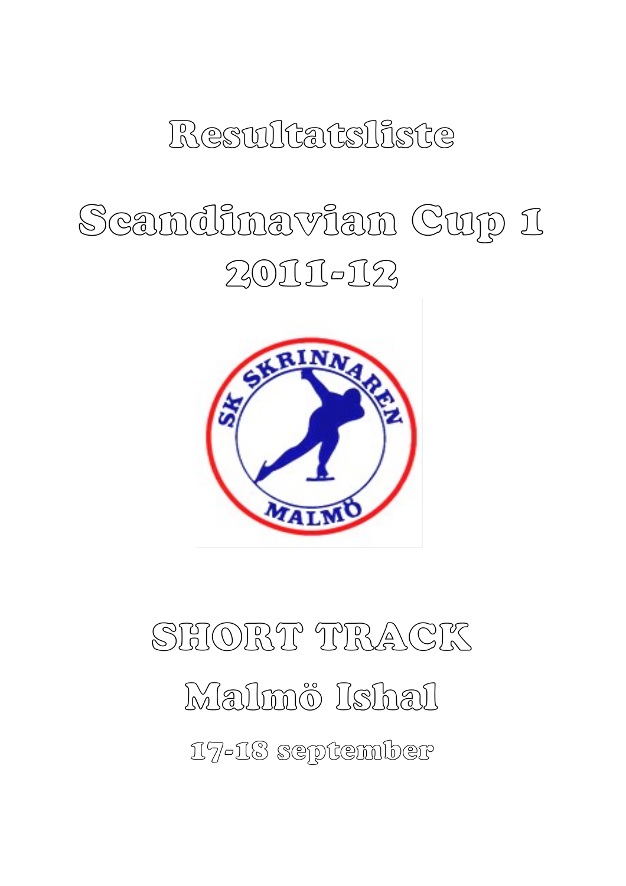# Resultatsliste

# Scandinavian Cup 1 2011-12

# SHORT TRACK

## Malmö Ishal

### 17-18 september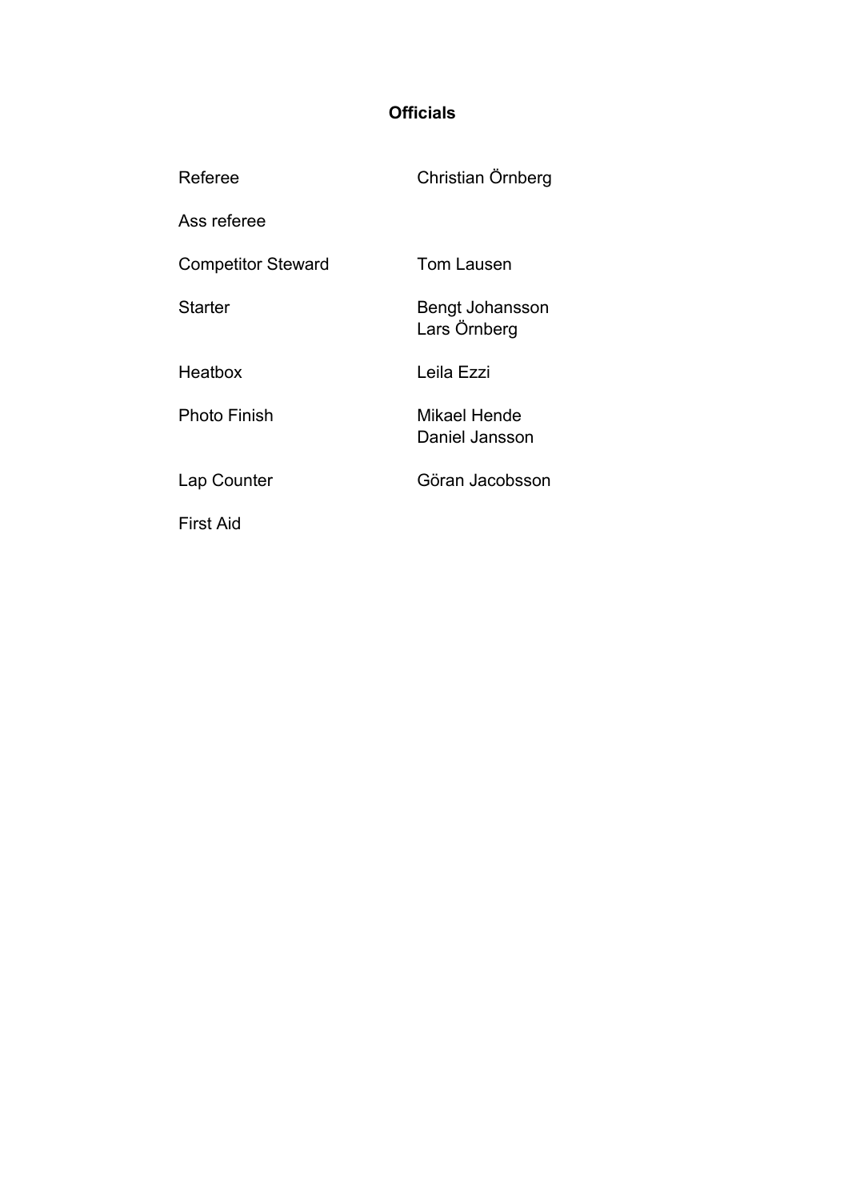# Officials

| | |
|---|---|
| Referee | Christian Örnberg |
| Ass referee | |
| Competitor Steward | Tom Lausen |
| Starter | Bengt Johansson<br>Lars Örnberg |
| Heatbox | Leila Ezzi |
| Photo Finish | Mikael Hende<br>Daniel Jansson |
| Lap Counter | Göran Jacobsson |
| First Aid | |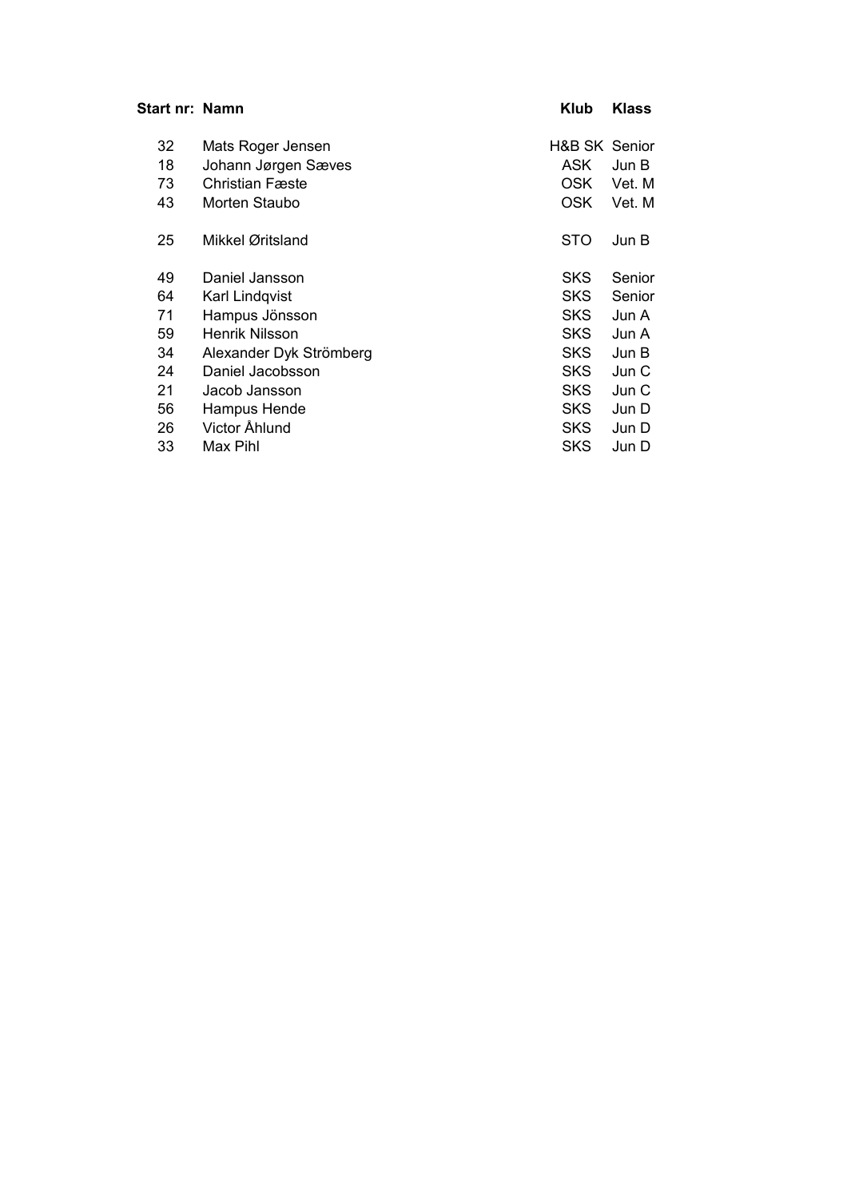| Start nr: | Namn | Klub | Klass |
|---|---|---|---|
| 32 | Mats Roger Jensen | H&B SK | Senior |
| 18 | Johann Jørgen Sæves | ASK | Jun B |
| 73 | Christian Fæste | OSK | Vet. M |
| 43 | Morten Staubo | OSK | Vet. M |
| | | | |
| 25 | Mikkel Øritsland | STO | Jun B |
| | | | |
| 49 | Daniel Jansson | SKS | Senior |
| 64 | Karl Lindqvist | SKS | Senior |
| 71 | Hampus Jönsson | SKS | Jun A |
| 59 | Henrik Nilsson | SKS | Jun A |
| 34 | Alexander Dyk Strömberg | SKS | Jun B |
| 24 | Daniel Jacobsson | SKS | Jun C |
| 21 | Jacob Jansson | SKS | Jun C |
| 56 | Hampus Hende | SKS | Jun D |
| 26 | Victor Åhlund | SKS | Jun D |
| 33 | Max Pihl | SKS | Jun D |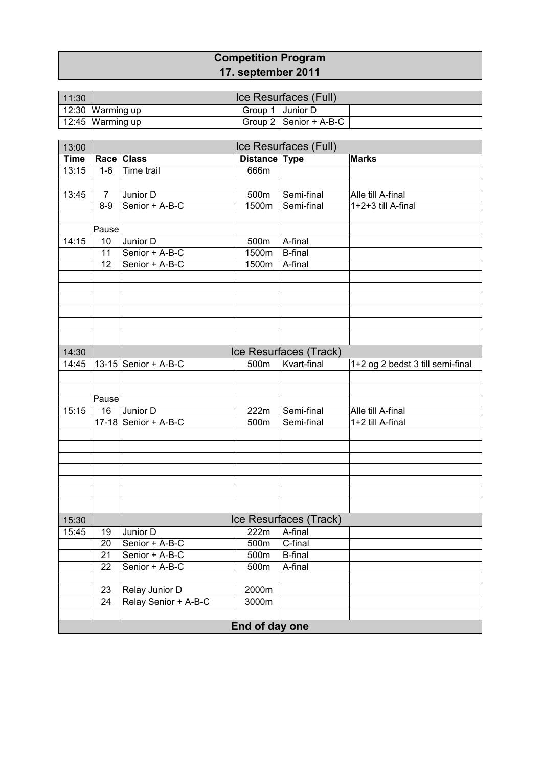# Competition Program
## 17. september 2011

| 11:30 | Ice Resurfaces (Full) | | | |
|---|---|---|---|---|
| 12:30 | Warming up | Group 1 | Junior D | |
| 12:45 | Warming up | Group 2 | Senior + A-B-C | |

| 13:00 | | Ice Resurfaces (Full) | | | |
|---|---|---|---|---|---|
| **Time** | **Race** | **Class** | **Distance** | **Type** | **Marks** |
| 13:15 | 1-6 | Time trail | 666m | | |
| | | | | | |
| 13:45 | 7 | Junior D | 500m | Semi-final | Alle till A-final |
| | 8-9 | Senior + A-B-C | 1500m | Semi-final | 1+2+3 till A-final |
| | | | | | |
| | Pause | | | | |
| 14:15 | 10 | Junior D | 500m | A-final | |
| | 11 | Senior + A-B-C | 1500m | B-final | |
| | 12 | Senior + A-B-C | 1500m | A-final | |
| 14:30 | | Ice Resurfaces (Track) | | | |
| 14:45 | 13-15 | Senior + A-B-C | 500m | Kvart-final | 1+2 og 2 bedst 3 till semi-final |
| | | | | | |
| | Pause | | | | |
| 15:15 | 16 | Junior D | 222m | Semi-final | Alle till A-final |
| | 17-18 | Senior + A-B-C | 500m | Semi-final | 1+2 till A-final |
| 15:30 | | Ice Resurfaces (Track) | | | |
| 15:45 | 19 | Junior D | 222m | A-final | |
| | 20 | Senior + A-B-C | 500m | C-final | |
| | 21 | Senior + A-B-C | 500m | B-final | |
| | 22 | Senior + A-B-C | 500m | A-final | |
| | | | | | |
| | 23 | Relay Junior D | 2000m | | |
| | 24 | Relay Senior + A-B-C | 3000m | | |
| | | | | | |
| | | **End of day one** | | | |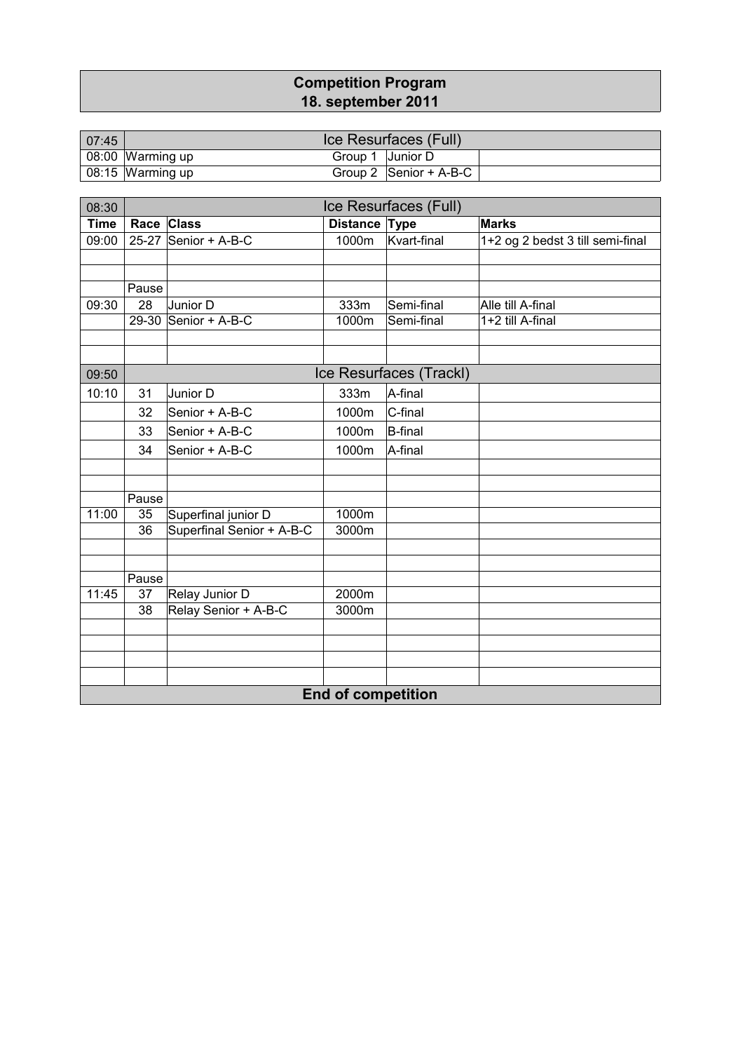## Competition Program
## 18. september 2011

| 07:45 | Ice Resurfaces (Full) | | |
|---|---|---|---|
| 08:00 | Warming up | Group 1 | Junior D |
| 08:15 | Warming up | Group 2 | Senior + A-B-C |

| 08:30 | Ice Resurfaces (Full) | | | | |
|---|---|---|---|---|---|
| **Time** | **Race** | **Class** | **Distance** | **Type** | **Marks** |
| 09:00 | 25-27 | Senior + A-B-C | 1000m | Kvart-final | 1+2 og 2 bedst 3 till semi-final |
| | | | | | |
| | | | | | |
| | Pause | | | | |
| 09:30 | 28 | Junior D | 333m | Semi-final | Alle till A-final |
| | 29-30 | Senior + A-B-C | 1000m | Semi-final | 1+2 till A-final |
| | | | | | |
| | | | | | |
| 09:50 | Ice Resurfaces (Trackl) | | | | |
| 10:10 | 31 | Junior D | 333m | A-final | |
| | 32 | Senior + A-B-C | 1000m | C-final | |
| | 33 | Senior + A-B-C | 1000m | B-final | |
| | 34 | Senior + A-B-C | 1000m | A-final | |
| | | | | | |
| | | | | | |
| | Pause | | | | |
| 11:00 | 35 | Superfinal junior D | 1000m | | |
| | 36 | Superfinal Senior + A-B-C | 3000m | | |
| | | | | | |
| | | | | | |
| | Pause | | | | |
| 11:45 | 37 | Relay Junior D | 2000m | | |
| | 38 | Relay Senior + A-B-C | 3000m | | |
| | | | | | |
| | | | | | |
| | | | | | |
| | | | | | |
| **End of competition** | | | | | |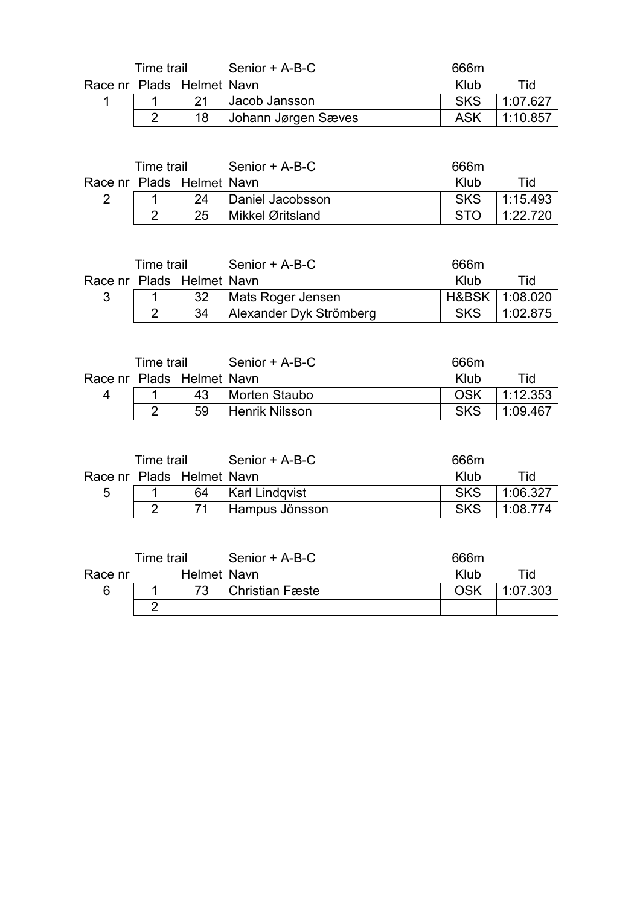| | Time trail | | Senior + A-B-C | 666m | |
|---|---|---|---|---|---|
| Race nr | Plads | Helmet | Navn | Klub | Tid |
| 1 | 1 | 21 | Jacob Jansson | SKS | 1:07.627 |
| | 2 | 18 | Johann Jørgen Sæves | ASK | 1:10.857 |

| | Time trail | | Senior + A-B-C | 666m | |
|---|---|---|---|---|---|
| Race nr | Plads | Helmet | Navn | Klub | Tid |
| 2 | 1 | 24 | Daniel Jacobsson | SKS | 1:15.493 |
| | 2 | 25 | Mikkel Øritsland | STO | 1:22.720 |

| | Time trail | | Senior + A-B-C | 666m | |
|---|---|---|---|---|---|
| Race nr | Plads | Helmet | Navn | Klub | Tid |
| 3 | 1 | 32 | Mats Roger Jensen | H&BSK | 1:08.020 |
| | 2 | 34 | Alexander Dyk Strömberg | SKS | 1:02.875 |

| | Time trail | | Senior + A-B-C | 666m | |
|---|---|---|---|---|---|
| Race nr | Plads | Helmet | Navn | Klub | Tid |
| 4 | 1 | 43 | Morten Staubo | OSK | 1:12.353 |
| | 2 | 59 | Henrik Nilsson | SKS | 1:09.467 |

| | Time trail | | Senior + A-B-C | 666m | |
|---|---|---|---|---|---|
| Race nr | Plads | Helmet | Navn | Klub | Tid |
| 5 | 1 | 64 | Karl Lindqvist | SKS | 1:06.327 |
| | 2 | 71 | Hampus Jönsson | SKS | 1:08.774 |

| | Time trail | | Senior + A-B-C | 666m | |
|---|---|---|---|---|---|
| Race nr | | Helmet | Navn | Klub | Tid |
| 6 | 1 | 73 | Christian Fæste | OSK | 1:07.303 |
| | 2 | | | | |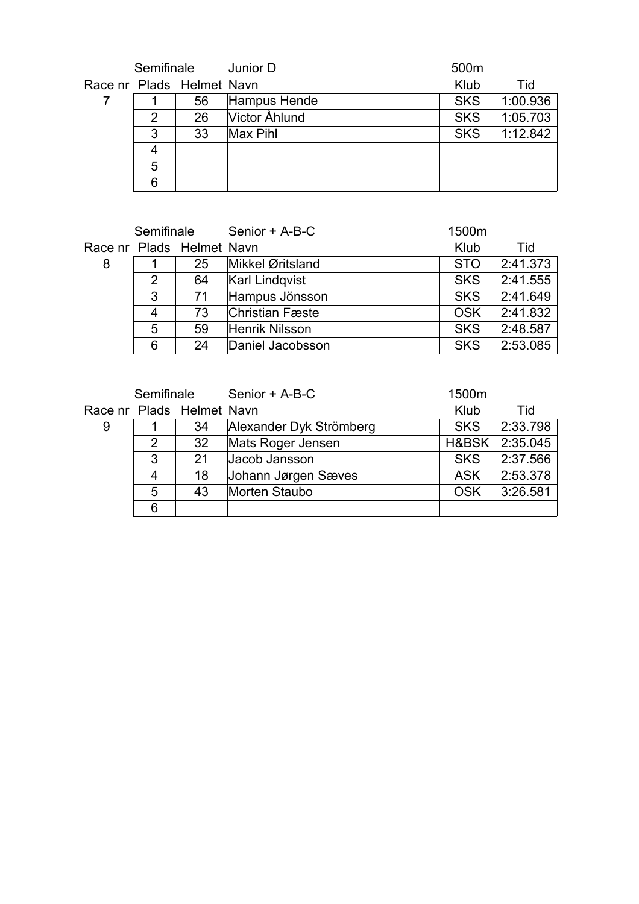| | Semifinale | | Junior D | 500m | |
|---|---|---|---|---|---|
| Race nr | Plads | Helmet | Navn | Klub | Tid |
| 7 | 1 | 56 | Hampus Hende | SKS | 1:00.936 |
| | 2 | 26 | Victor Åhlund | SKS | 1:05.703 |
| | 3 | 33 | Max Pihl | SKS | 1:12.842 |
| | 4 | | | | |
| | 5 | | | | |
| | 6 | | | | |

| | Semifinale | | Senior + A-B-C | 1500m | |
|---|---|---|---|---|---|
| Race nr | Plads | Helmet | Navn | Klub | Tid |
| 8 | 1 | 25 | Mikkel Øritsland | STO | 2:41.373 |
| | 2 | 64 | Karl Lindqvist | SKS | 2:41.555 |
| | 3 | 71 | Hampus Jönsson | SKS | 2:41.649 |
| | 4 | 73 | Christian Fæste | OSK | 2:41.832 |
| | 5 | 59 | Henrik Nilsson | SKS | 2:48.587 |
| | 6 | 24 | Daniel Jacobsson | SKS | 2:53.085 |

| | Semifinale | | Senior + A-B-C | 1500m | |
|---|---|---|---|---|---|
| Race nr | Plads | Helmet | Navn | Klub | Tid |
| 9 | 1 | 34 | Alexander Dyk Strömberg | SKS | 2:33.798 |
| | 2 | 32 | Mats Roger Jensen | H&BSK | 2:35.045 |
| | 3 | 21 | Jacob Jansson | SKS | 2:37.566 |
| | 4 | 18 | Johann Jørgen Sæves | ASK | 2:53.378 |
| | 5 | 43 | Morten Staubo | OSK | 3:26.581 |
| | 6 | | | | |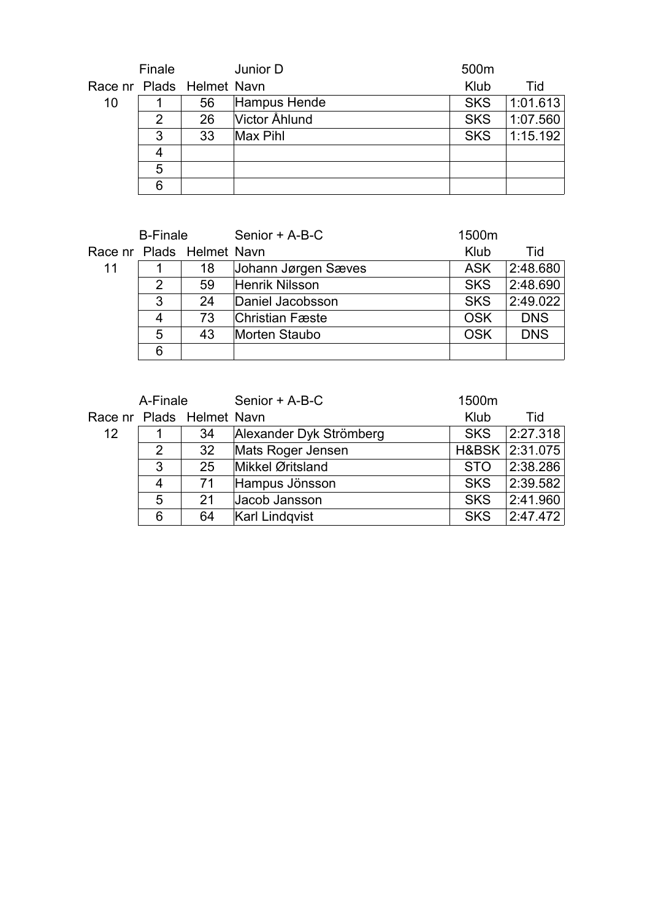| Race nr | Plads | Helmet | Navn | Klub | Tid |
| --- | --- | --- | --- | --- | --- |
| | Finale | | Junior D | 500m | |
| 10 | 1 | 56 | Hampus Hende | SKS | 1:01.613 |
| | 2 | 26 | Victor Åhlund | SKS | 1:07.560 |
| | 3 | 33 | Max Pihl | SKS | 1:15.192 |
| | 4 | | | | |
| | 5 | | | | |
| | 6 | | | | |

| Race nr | Plads | Helmet | Navn | Klub | Tid |
| --- | --- | --- | --- | --- | --- |
| | B-Finale | | Senior + A-B-C | 1500m | |
| 11 | 1 | 18 | Johann Jørgen Sæves | ASK | 2:48.680 |
| | 2 | 59 | Henrik Nilsson | SKS | 2:48.690 |
| | 3 | 24 | Daniel Jacobsson | SKS | 2:49.022 |
| | 4 | 73 | Christian Fæste | OSK | DNS |
| | 5 | 43 | Morten Staubo | OSK | DNS |
| | 6 | | | | |

| Race nr | Plads | Helmet | Navn | Klub | Tid |
| --- | --- | --- | --- | --- | --- |
| | A-Finale | | Senior + A-B-C | 1500m | |
| 12 | 1 | 34 | Alexander Dyk Strömberg | SKS | 2:27.318 |
| | 2 | 32 | Mats Roger Jensen | H&BSK | 2:31.075 |
| | 3 | 25 | Mikkel Øritsland | STO | 2:38.286 |
| | 4 | 71 | Hampus Jönsson | SKS | 2:39.582 |
| | 5 | 21 | Jacob Jansson | SKS | 2:41.960 |
| | 6 | 64 | Karl Lindqvist | SKS | 2:47.472 |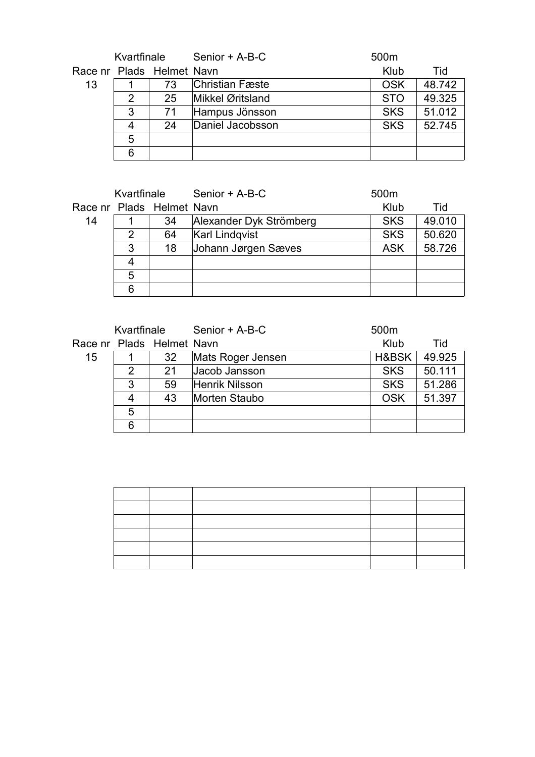| Race nr | Kvartfinale<br>Plads | Helmet | Senior + A-B-C<br>Navn | 500m<br>Klub | Tid |
|---|---|---|---|---|---|
| 13 | 1 | 73 | Christian Fæste | OSK | 48.742 |
| | 2 | 25 | Mikkel Øritsland | STO | 49.325 |
| | 3 | 71 | Hampus Jönsson | SKS | 51.012 |
| | 4 | 24 | Daniel Jacobsson | SKS | 52.745 |
| | 5 | | | | |
| | 6 | | | | |

| Race nr | Kvartfinale<br>Plads | Helmet | Senior + A-B-C<br>Navn | 500m<br>Klub | Tid |
|---|---|---|---|---|---|
| 14 | 1 | 34 | Alexander Dyk Strömberg | SKS | 49.010 |
| | 2 | 64 | Karl Lindqvist | SKS | 50.620 |
| | 3 | 18 | Johann Jørgen Sæves | ASK | 58.726 |
| | 4 | | | | |
| | 5 | | | | |
| | 6 | | | | |

| Race nr | Kvartfinale<br>Plads | Helmet | Senior + A-B-C<br>Navn | 500m<br>Klub | Tid |
|---|---|---|---|---|---|
| 15 | 1 | 32 | Mats Roger Jensen | H&BSK | 49.925 |
| | 2 | 21 | Jacob Jansson | SKS | 50.111 |
| | 3 | 59 | Henrik Nilsson | SKS | 51.286 |
| | 4 | 43 | Morten Staubo | OSK | 51.397 |
| | 5 | | | | |
| | 6 | | | | |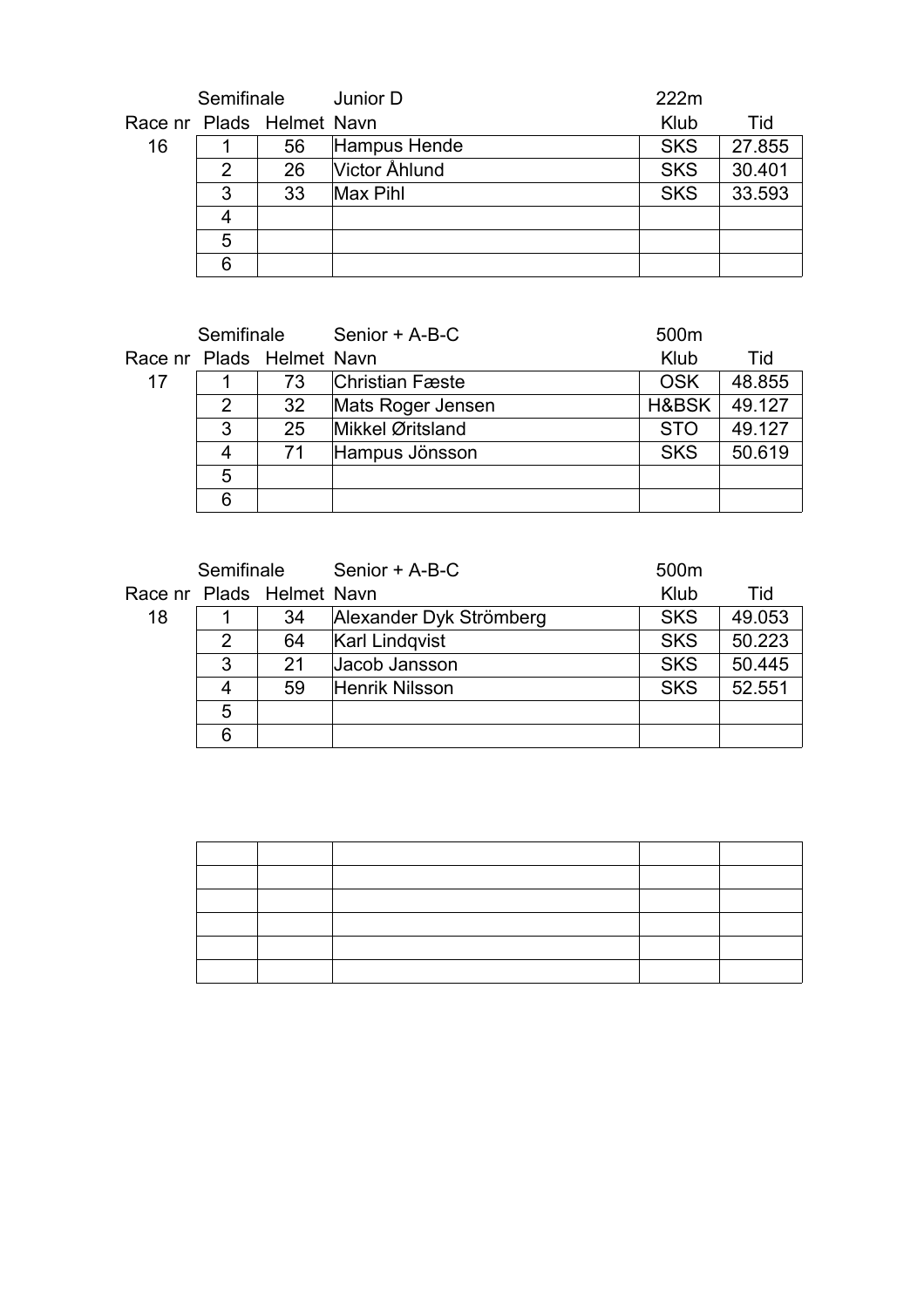| | Semifinale | | Junior D | 222m | |
|---|---|---|---|---|---|
| Race nr | Plads | Helmet | Navn | Klub | Tid |
| 16 | 1 | 56 | Hampus Hende | SKS | 27.855 |
| | 2 | 26 | Victor Åhlund | SKS | 30.401 |
| | 3 | 33 | Max Pihl | SKS | 33.593 |
| | 4 | | | | |
| | 5 | | | | |
| | 6 | | | | |

| | Semifinale | | Senior + A-B-C | 500m | |
|---|---|---|---|---|---|
| Race nr | Plads | Helmet | Navn | Klub | Tid |
| 17 | 1 | 73 | Christian Fæste | OSK | 48.855 |
| | 2 | 32 | Mats Roger Jensen | H&BSK | 49.127 |
| | 3 | 25 | Mikkel Øritsland | STO | 49.127 |
| | 4 | 71 | Hampus Jönsson | SKS | 50.619 |
| | 5 | | | | |
| | 6 | | | | |

| | Semifinale | | Senior + A-B-C | 500m | |
|---|---|---|---|---|---|
| Race nr | Plads | Helmet | Navn | Klub | Tid |
| 18 | 1 | 34 | Alexander Dyk Strömberg | SKS | 49.053 |
| | 2 | 64 | Karl Lindqvist | SKS | 50.223 |
| | 3 | 21 | Jacob Jansson | SKS | 50.445 |
| | 4 | 59 | Henrik Nilsson | SKS | 52.551 |
| | 5 | | | | |
| | 6 | | | | |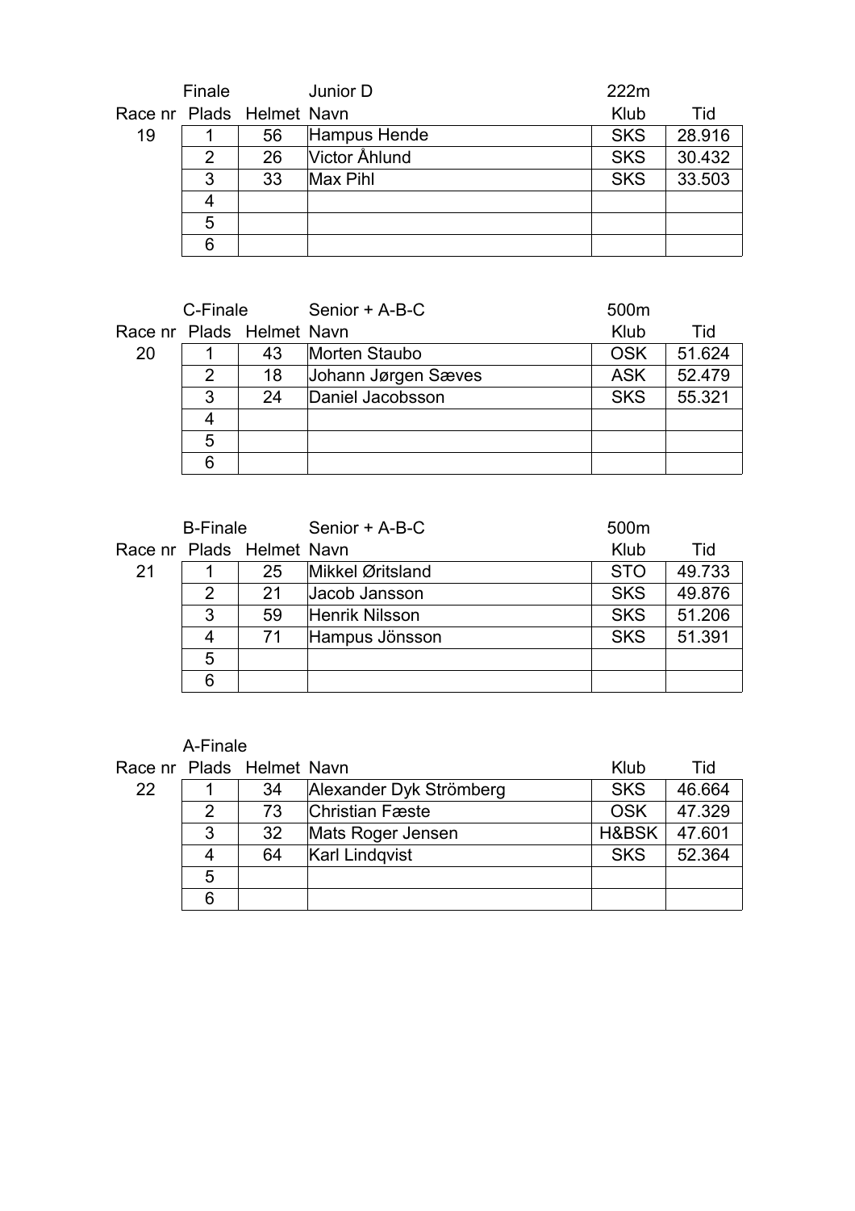| Race nr | Plads | Helmet | Navn | Klub | Tid |
|---|---|---|---|---|---|
| | Finale | | Junior D | 222m | |
| 19 | 1 | 56 | Hampus Hende | SKS | 28.916 |
| | 2 | 26 | Victor Åhlund | SKS | 30.432 |
| | 3 | 33 | Max Pihl | SKS | 33.503 |
| | 4 | | | | |
| | 5 | | | | |
| | 6 | | | | |

| Race nr | Plads | Helmet | Navn | Klub | Tid |
|---|---|---|---|---|---|
| | C-Finale | | Senior + A-B-C | 500m | |
| 20 | 1 | 43 | Morten Staubo | OSK | 51.624 |
| | 2 | 18 | Johann Jørgen Sæves | ASK | 52.479 |
| | 3 | 24 | Daniel Jacobsson | SKS | 55.321 |
| | 4 | | | | |
| | 5 | | | | |
| | 6 | | | | |

| Race nr | Plads | Helmet | Navn | Klub | Tid |
|---|---|---|---|---|---|
| | B-Finale | | Senior + A-B-C | 500m | |
| 21 | 1 | 25 | Mikkel Øritsland | STO | 49.733 |
| | 2 | 21 | Jacob Jansson | SKS | 49.876 |
| | 3 | 59 | Henrik Nilsson | SKS | 51.206 |
| | 4 | 71 | Hampus Jönsson | SKS | 51.391 |
| | 5 | | | | |
| | 6 | | | | |

| Race nr | Plads | Helmet | Navn | Klub | Tid |
|---|---|---|---|---|---|
| | A-Finale | | | | |
| 22 | 1 | 34 | Alexander Dyk Strömberg | SKS | 46.664 |
| | 2 | 73 | Christian Fæste | OSK | 47.329 |
| | 3 | 32 | Mats Roger Jensen | H&BSK | 47.601 |
| | 4 | 64 | Karl Lindqvist | SKS | 52.364 |
| | 5 | | | | |
| | 6 | | | | |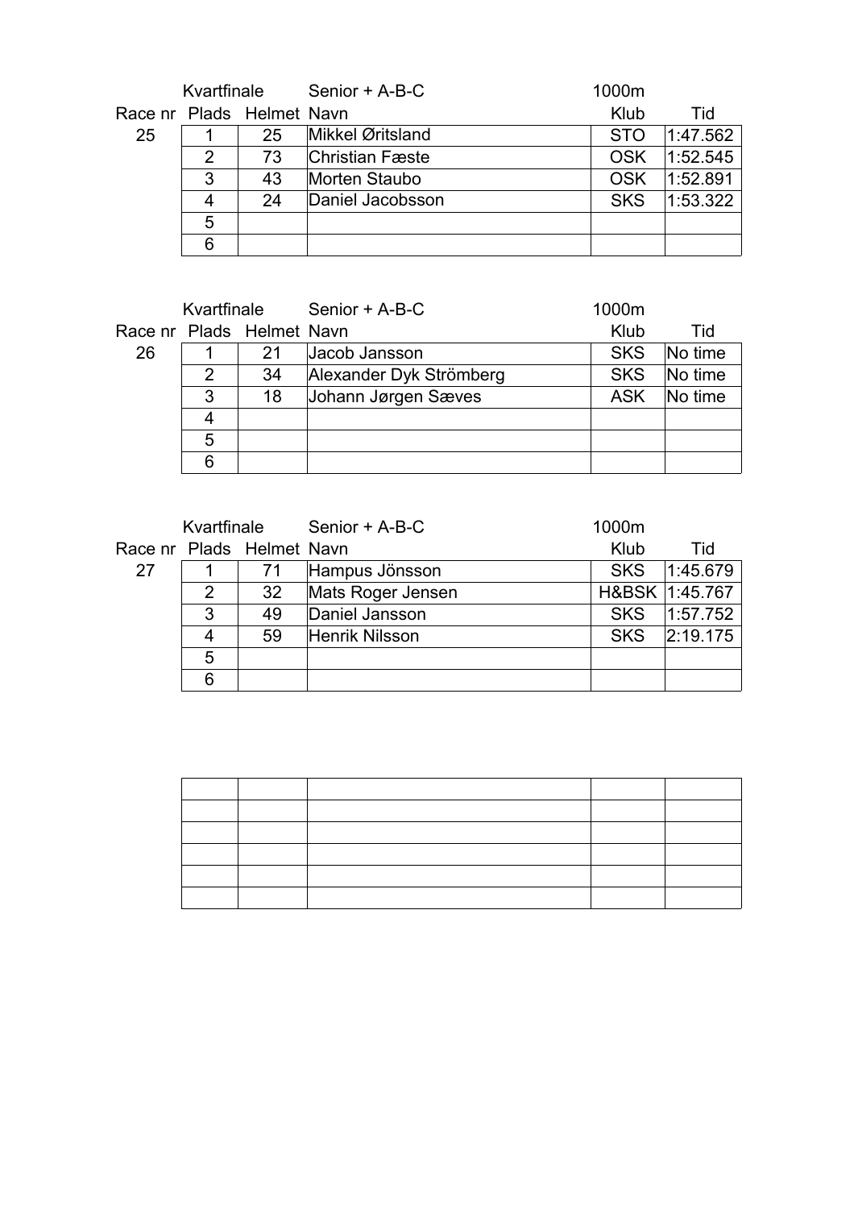| Race nr | Plads | Helmet | Navn | Klub | Tid |
|---|---|---|---|---|---|
| | Kvartfinale | | Senior + A-B-C | 1000m | |
| 25 | 1 | 25 | Mikkel Øritsland | STO | 1:47.562 |
| | 2 | 73 | Christian Fæste | OSK | 1:52.545 |
| | 3 | 43 | Morten Staubo | OSK | 1:52.891 |
| | 4 | 24 | Daniel Jacobsson | SKS | 1:53.322 |
| | 5 | | | | |
| | 6 | | | | |

| Race nr | Plads | Helmet | Navn | Klub | Tid |
|---|---|---|---|---|---|
| | Kvartfinale | | Senior + A-B-C | 1000m | |
| 26 | 1 | 21 | Jacob Jansson | SKS | No time |
| | 2 | 34 | Alexander Dyk Strömberg | SKS | No time |
| | 3 | 18 | Johann Jørgen Sæves | ASK | No time |
| | 4 | | | | |
| | 5 | | | | |
| | 6 | | | | |

| Race nr | Plads | Helmet | Navn | Klub | Tid |
|---|---|---|---|---|---|
| | Kvartfinale | | Senior + A-B-C | 1000m | |
| 27 | 1 | 71 | Hampus Jönsson | SKS | 1:45.679 |
| | 2 | 32 | Mats Roger Jensen | H&BSK | 1:45.767 |
| | 3 | 49 | Daniel Jansson | SKS | 1:57.752 |
| | 4 | 59 | Henrik Nilsson | SKS | 2:19.175 |
| | 5 | | | | |
| | 6 | | | | |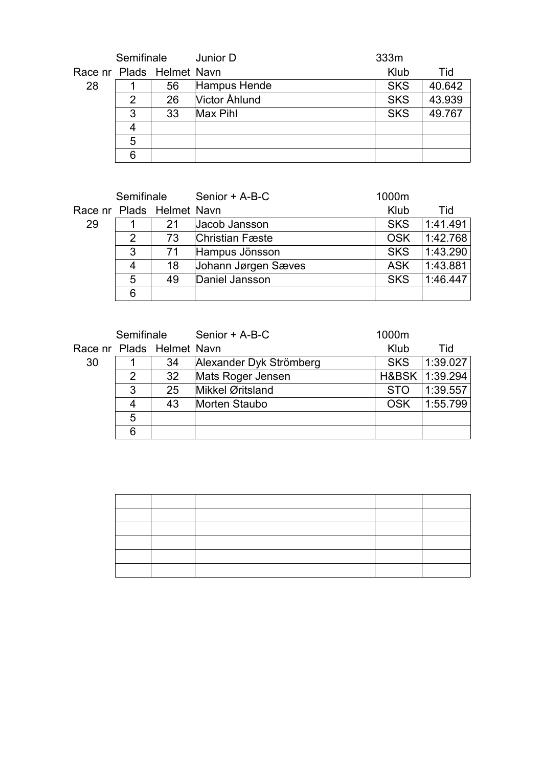| Race nr | Plads | Helmet | Navn | Klub | Tid |
|---|---|---|---|---|---|
| | Semifinale | | Junior D | 333m | |
| 28 | 1 | 56 | Hampus Hende | SKS | 40.642 |
| | 2 | 26 | Victor Åhlund | SKS | 43.939 |
| | 3 | 33 | Max Pihl | SKS | 49.767 |
| | 4 | | | | |
| | 5 | | | | |
| | 6 | | | | |

| Race nr | Plads | Helmet | Navn | Klub | Tid |
|---|---|---|---|---|---|
| | Semifinale | | Senior + A-B-C | 1000m | |
| 29 | 1 | 21 | Jacob Jansson | SKS | 1:41.491 |
| | 2 | 73 | Christian Fæste | OSK | 1:42.768 |
| | 3 | 71 | Hampus Jönsson | SKS | 1:43.290 |
| | 4 | 18 | Johann Jørgen Sæves | ASK | 1:43.881 |
| | 5 | 49 | Daniel Jansson | SKS | 1:46.447 |
| | 6 | | | | |

| Race nr | Plads | Helmet | Navn | Klub | Tid |
|---|---|---|---|---|---|
| | Semifinale | | Senior + A-B-C | 1000m | |
| 30 | 1 | 34 | Alexander Dyk Strömberg | SKS | 1:39.027 |
| | 2 | 32 | Mats Roger Jensen | H&BSK | 1:39.294 |
| | 3 | 25 | Mikkel Øritsland | STO | 1:39.557 |
| | 4 | 43 | Morten Staubo | OSK | 1:55.799 |
| | 5 | | | | |
| | 6 | | | | |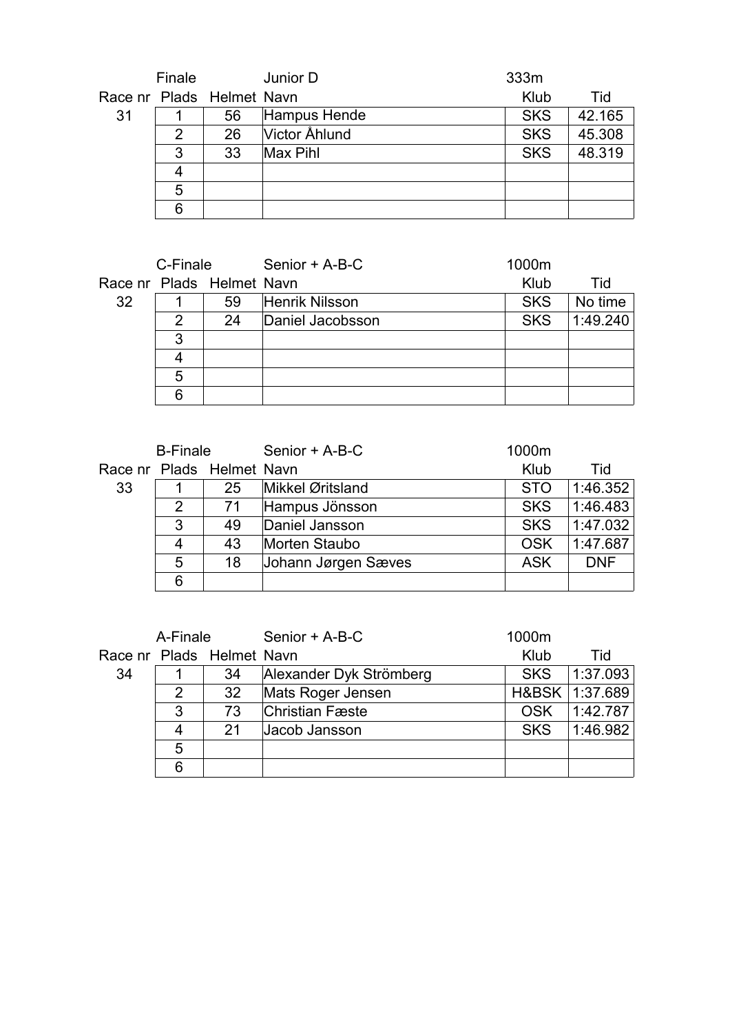| Race nr | Finale | | Junior D | 333m | |
|---|---|---|---|---|---|
| Race nr | Plads | Helmet | Navn | Klub | Tid |
| 31 | 1 | 56 | Hampus Hende | SKS | 42.165 |
| | 2 | 26 | Victor Åhlund | SKS | 45.308 |
| | 3 | 33 | Max Pihl | SKS | 48.319 |
| | 4 | | | | |
| | 5 | | | | |
| | 6 | | | | |

| Race nr | C-Finale | | Senior + A-B-C | 1000m | |
|---|---|---|---|---|---|
| Race nr | Plads | Helmet | Navn | Klub | Tid |
| 32 | 1 | 59 | Henrik Nilsson | SKS | No time |
| | 2 | 24 | Daniel Jacobsson | SKS | 1:49.240 |
| | 3 | | | | |
| | 4 | | | | |
| | 5 | | | | |
| | 6 | | | | |

| Race nr | B-Finale | | Senior + A-B-C | 1000m | |
|---|---|---|---|---|---|
| Race nr | Plads | Helmet | Navn | Klub | Tid |
| 33 | 1 | 25 | Mikkel Øritsland | STO | 1:46.352 |
| | 2 | 71 | Hampus Jönsson | SKS | 1:46.483 |
| | 3 | 49 | Daniel Jansson | SKS | 1:47.032 |
| | 4 | 43 | Morten Staubo | OSK | 1:47.687 |
| | 5 | 18 | Johann Jørgen Sæves | ASK | DNF |
| | 6 | | | | |

| Race nr | A-Finale | | Senior + A-B-C | 1000m | |
|---|---|---|---|---|---|
| Race nr | Plads | Helmet | Navn | Klub | Tid |
| 34 | 1 | 34 | Alexander Dyk Strömberg | SKS | 1:37.093 |
| | 2 | 32 | Mats Roger Jensen | H&BSK | 1:37.689 |
| | 3 | 73 | Christian Fæste | OSK | 1:42.787 |
| | 4 | 21 | Jacob Jansson | SKS | 1:46.982 |
| | 5 | | | | |
| | 6 | | | | |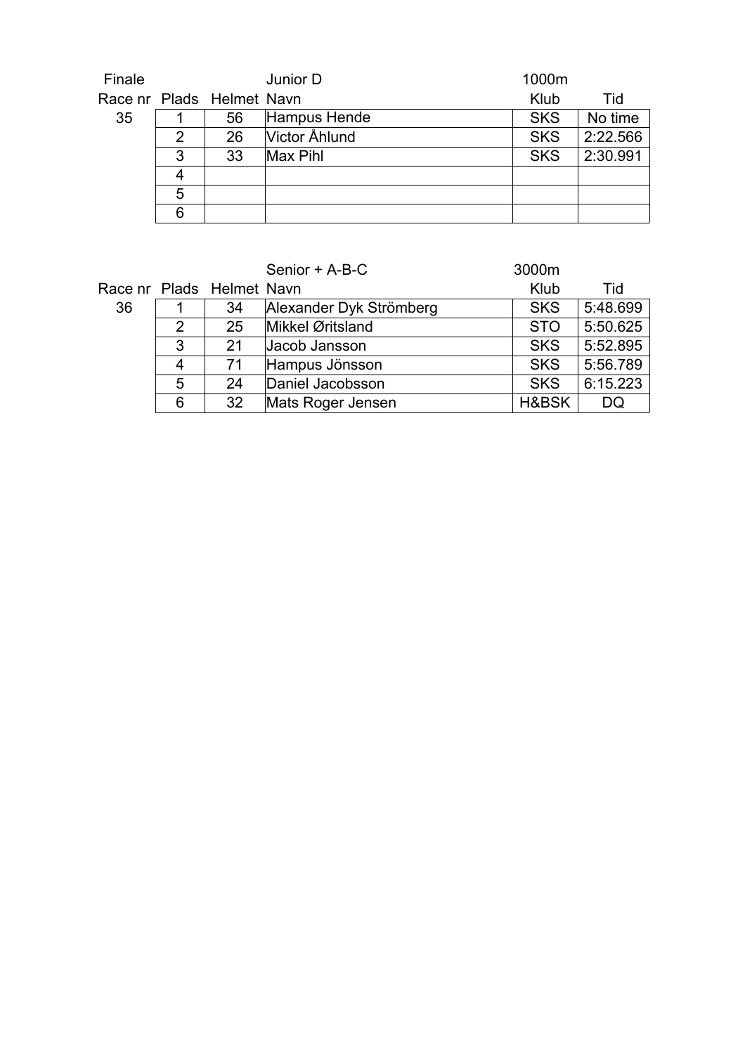| Finale | | | Junior D | 1000m | |
|---|---|---|---|---|---|
| Race nr | Plads | Helmet | Navn | Klub | Tid |
| 35 | 1 | 56 | Hampus Hende | SKS | No time |
| | 2 | 26 | Victor Åhlund | SKS | 2:22.566 |
| | 3 | 33 | Max Pihl | SKS | 2:30.991 |
| | 4 | | | | |
| | 5 | | | | |
| | 6 | | | | |

| | | | Senior + A-B-C | 3000m | |
|---|---|---|---|---|---|
| Race nr | Plads | Helmet | Navn | Klub | Tid |
| 36 | 1 | 34 | Alexander Dyk Strömberg | SKS | 5:48.699 |
| | 2 | 25 | Mikkel Øritsland | STO | 5:50.625 |
| | 3 | 21 | Jacob Jansson | SKS | 5:52.895 |
| | 4 | 71 | Hampus Jönsson | SKS | 5:56.789 |
| | 5 | 24 | Daniel Jacobsson | SKS | 6:15.223 |
| | 6 | 32 | Mats Roger Jensen | H&BSK | DQ |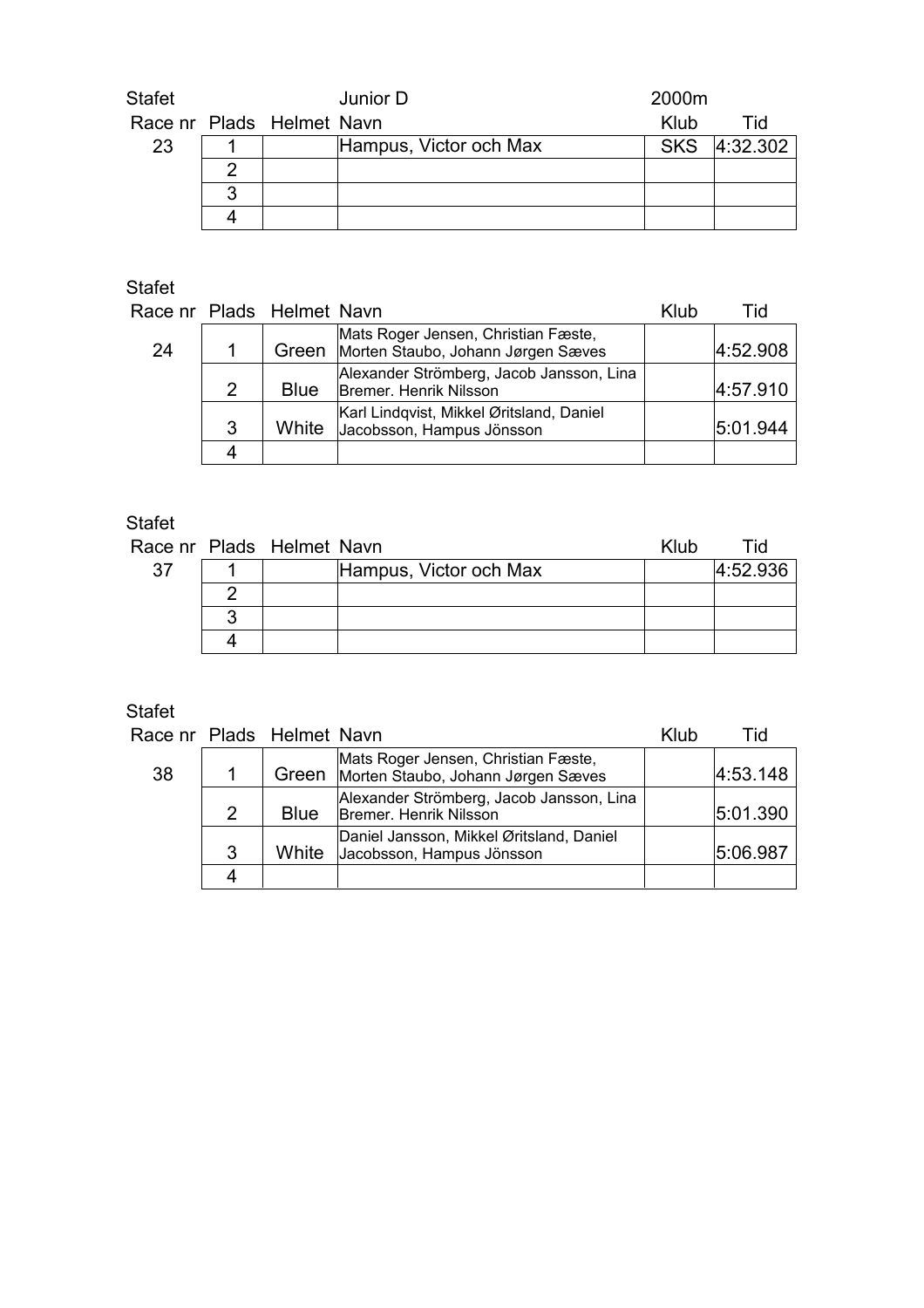Stafet Junior D 2000m

| Race nr | Plads | Helmet | Navn | Klub | Tid |
|---|---|---|---|---|---|
| 23 | 1 | | Hampus, Victor och Max | SKS | 4:32.302 |
| | 2 | | | | |
| | 3 | | | | |
| | 4 | | | | |

Stafet

| Race nr | Plads | Helmet | Navn | Klub | Tid |
|---|---|---|---|---|---|
| 24 | 1 | Green | Mats Roger Jensen, Christian Fæste, Morten Staubo, Johann Jørgen Sæves | | 4:52.908 |
| | 2 | Blue | Alexander Strömberg, Jacob Jansson, Lina Bremer. Henrik Nilsson | | 4:57.910 |
| | 3 | White | Karl Lindqvist, Mikkel Øritsland, Daniel Jacobsson, Hampus Jönsson | | 5:01.944 |
| | 4 | | | | |

Stafet

| Race nr | Plads | Helmet | Navn | Klub | Tid |
|---|---|---|---|---|---|
| 37 | 1 | | Hampus, Victor och Max | | 4:52.936 |
| | 2 | | | | |
| | 3 | | | | |
| | 4 | | | | |

Stafet

| Race nr | Plads | Helmet | Navn | Klub | Tid |
|---|---|---|---|---|---|
| 38 | 1 | Green | Mats Roger Jensen, Christian Fæste, Morten Staubo, Johann Jørgen Sæves | | 4:53.148 |
| | 2 | Blue | Alexander Strömberg, Jacob Jansson, Lina Bremer. Henrik Nilsson | | 5:01.390 |
| | 3 | White | Daniel Jansson, Mikkel Øritsland, Daniel Jacobsson, Hampus Jönsson | | 5:06.987 |
| | 4 | | | | |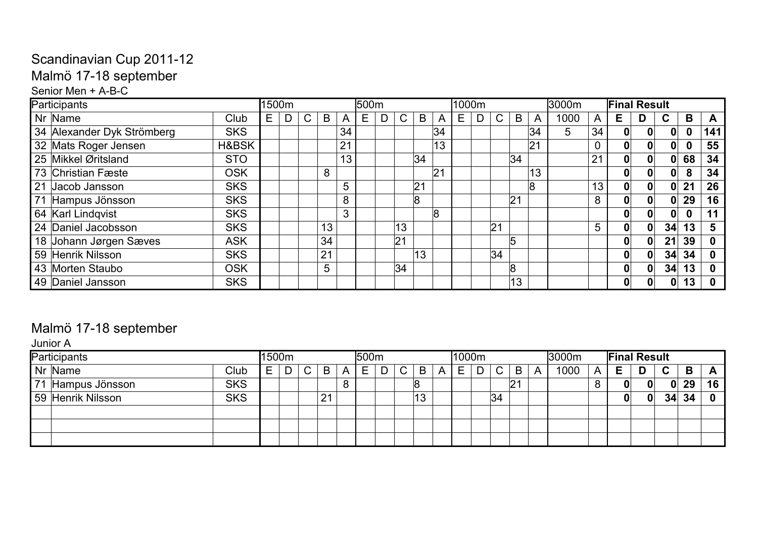# Scandinavian Cup 2011-12

## Malmö 17-18 september

Senior Men + A-B-C

| Participants | | | 1500m | | | | | 500m | | | | | 1000m | | | | | 3000m | | Final Result | | | | |
|---|---|---|---|---|---|---|---|---|---|---|---|---|---|---|---|---|---|---|---|---|---|---|---|---|
| Nr | Name | Club | E | D | C | B | A | E | D | C | B | A | E | D | C | B | A | 1000 | A | **E** | **D** | **C** | **B** | **A** |
| 34 | Alexander Dyk Strömberg | SKS | | | | | 34 | | | | | 34 | | | | | 34 | 5 | 34 | **0** | **0** | **0** | **0** | **141** |
| 32 | Mats Roger Jensen | H&BSK | | | | | 21 | | | | | 13 | | | | | 21 | | 0 | **0** | **0** | **0** | **0** | **55** |
| 25 | Mikkel Øritsland | STO | | | | | 13 | | | | 34 | | | | | 34 | | | 21 | **0** | **0** | **0** | **68** | **34** |
| 73 | Christian Fæste | OSK | | | | 8 | | | | | | 21 | | | | | 13 | | | **0** | **0** | **0** | **8** | **34** |
| 21 | Jacob Jansson | SKS | | | | | 5 | | | | 21 | | | | | | 8 | | 13 | **0** | **0** | **0** | **21** | **26** |
| 71 | Hampus Jönsson | SKS | | | | | 8 | | | | 8 | | | | | 21 | | | 8 | **0** | **0** | **0** | **29** | **16** |
| 64 | Karl Lindqvist | SKS | | | | | 3 | | | | | 8 | | | | | | | | **0** | **0** | **0** | **0** | **11** |
| 24 | Daniel Jacobsson | SKS | | | | 13 | | | | 13 | | | | | 21 | | | | 5 | **0** | **0** | **34** | **13** | **5** |
| 18 | Johann Jørgen Sæves | ASK | | | | 34 | | | | 21 | | | | | | 5 | | | | **0** | **0** | **21** | **39** | **0** |
| 59 | Henrik Nilsson | SKS | | | | 21 | | | | | 13 | | | | 34 | | | | | **0** | **0** | **34** | **34** | **0** |
| 43 | Morten Staubo | OSK | | | | 5 | | | | 34 | | | | | | 8 | | | | **0** | **0** | **34** | **13** | **0** |
| 49 | Daniel Jansson | SKS | | | | | | | | | | | | | | 13 | | | | **0** | **0** | **0** | **13** | **0** |

## Malmö 17-18 september

Junior A

| Participants | | | 1500m | | | | | 500m | | | | | 1000m | | | | | 3000m | | Final Result | | | | |
|---|---|---|---|---|---|---|---|---|---|---|---|---|---|---|---|---|---|---|---|---|---|---|---|---|
| Nr | Name | Club | E | D | C | B | A | E | D | C | B | A | E | D | C | B | A | 1000 | A | **E** | **D** | **C** | **B** | **A** |
| 71 | Hampus Jönsson | SKS | | | | | 8 | | | | 8 | | | | | 21 | | | 8 | **0** | **0** | **0** | **29** | **16** |
| 59 | Henrik Nilsson | SKS | | | | 21 | | | | | 13 | | | | 34 | | | | | **0** | **0** | **34** | **34** | **0** |
| | | | | | | | | | | | | | | | | | | | | | | | | |
| | | | | | | | | | | | | | | | | | | | | | | | | |
| | | | | | | | | | | | | | | | | | | | | | | | | |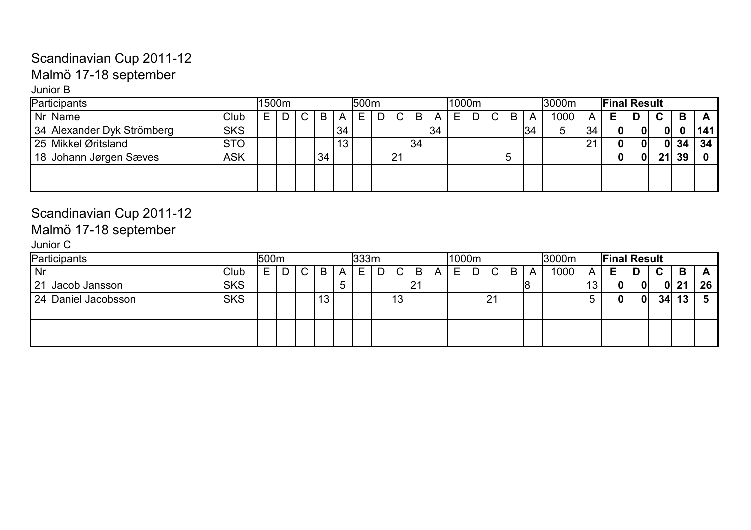# Scandinavian Cup 2011-12

## Malmö 17-18 september

Junior B

| Participants | | | 1500m | | | | | 500m | | | | | 1000m | | | | | 3000m | | Final Result | | | | |
|---|---|---|---|---|---|---|---|---|---|---|---|---|---|---|---|---|---|---|---|---|---|---|---|---|
| Nr | Name | Club | E | D | C | B | A | E | D | C | B | A | E | D | C | B | A | 1000 | A | E | D | C | B | A |
| 34 | Alexander Dyk Strömberg | SKS | | | | | 34 | | | | | 34 | | | | | 34 | 5 | 34 | 0 | 0 | 0 | 0 | 141 |
| 25 | Mikkel Øritsland | STO | | | | | 13 | | | | 34 | | | | | | | | 21 | 0 | 0 | 0 | 34 | 34 |
| 18 | Johann Jørgen Sæves | ASK | | | | 34 | | | | 21 | | | | | | 5 | | | | 0 | 0 | 21 | 39 | 0 |
| | | | | | | | | | | | | | | | | | | | | | | | | |
| | | | | | | | | | | | | | | | | | | | | | | | | |

# Scandinavian Cup 2011-12

## Malmö 17-18 september

Junior C

| Participants | | | 500m | | | | | 333m | | | | | 1000m | | | | | 3000m | | Final Result | | | | |
|---|---|---|---|---|---|---|---|---|---|---|---|---|---|---|---|---|---|---|---|---|---|---|---|---|
| Nr | | Club | E | D | C | B | A | E | D | C | B | A | E | D | C | B | A | 1000 | A | E | D | C | B | A |
| 21 | Jacob Jansson | SKS | | | | | 5 | | | | 21 | | | | | | 8 | | 13 | 0 | 0 | 0 | 21 | 26 |
| 24 | Daniel Jacobsson | SKS | | | | 13 | | | | 13 | | | | | 21 | | | | 5 | 0 | 0 | 34 | 13 | 5 |
| | | | | | | | | | | | | | | | | | | | | | | | | |
| | | | | | | | | | | | | | | | | | | | | | | | | |
| | | | | | | | | | | | | | | | | | | | | | | | | |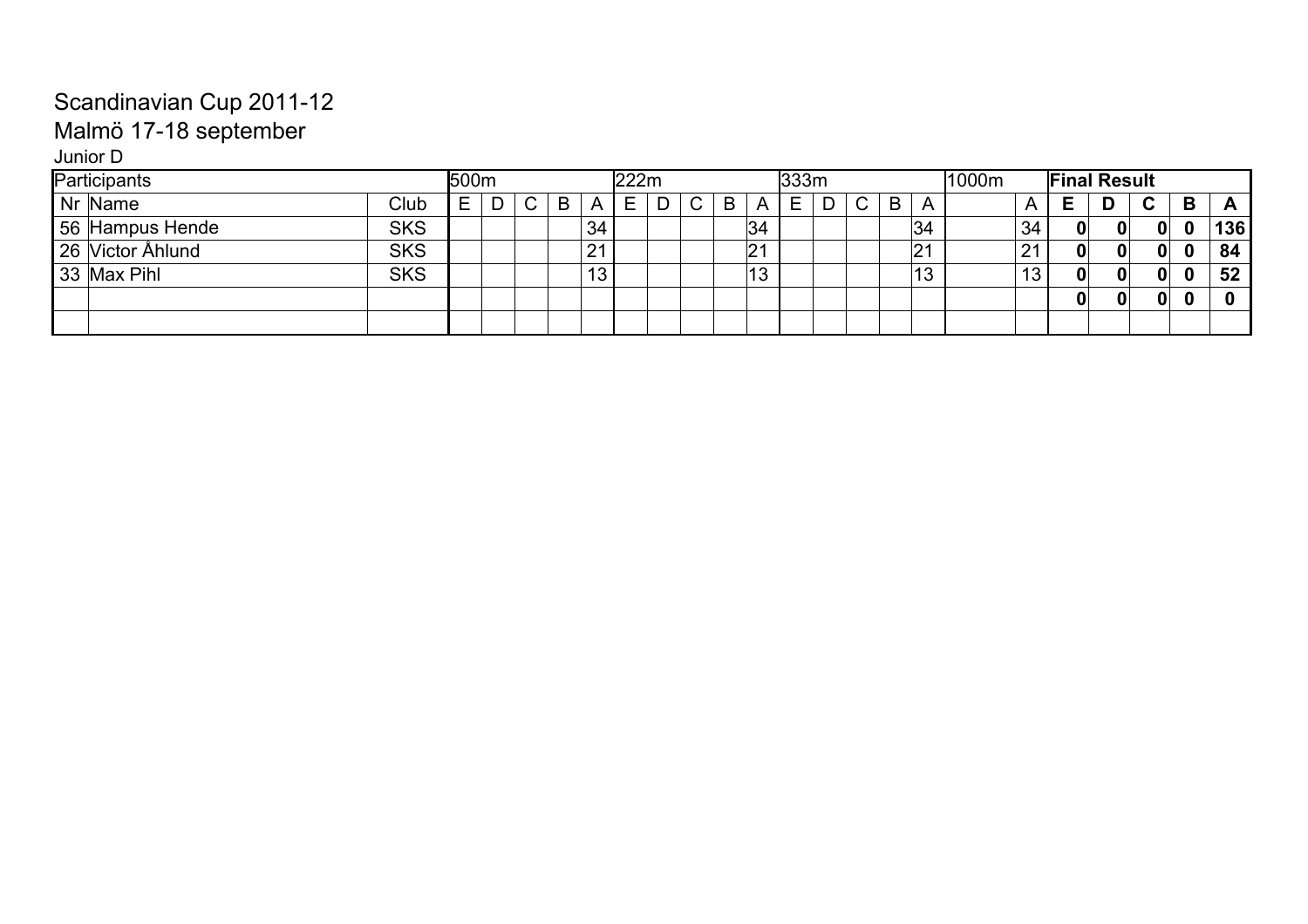# Scandinavian Cup 2011-12

## Malmö 17-18 september

Junior D

| Participants | | | 500m | | | | | 222m | | | | | 333m | | | | | 1000m | | Final Result | | | | |
|---|---|---|---|---|---|---|---|---|---|---|---|---|---|---|---|---|---|---|---|---|---|---|---|---|
| Nr | Name | Club | E | D | C | B | A | E | D | C | B | A | E | D | C | B | A | | A | **E** | **D** | **C** | **B** | **A** |
| 56 | Hampus Hende | SKS | | | | | 34 | | | | | 34 | | | | | 34 | | 34 | **0** | **0** | **0** | **0** | **136** |
| 26 | Victor Åhlund | SKS | | | | | 21 | | | | | 21 | | | | | 21 | | 21 | **0** | **0** | **0** | **0** | **84** |
| 33 | Max Pihl | SKS | | | | | 13 | | | | | 13 | | | | | 13 | | 13 | **0** | **0** | **0** | **0** | **52** |
| | | | | | | | | | | | | | | | | | | | | **0** | **0** | **0** | **0** | **0** |
| | | | | | | | | | | | | | | | | | | | | | | | | |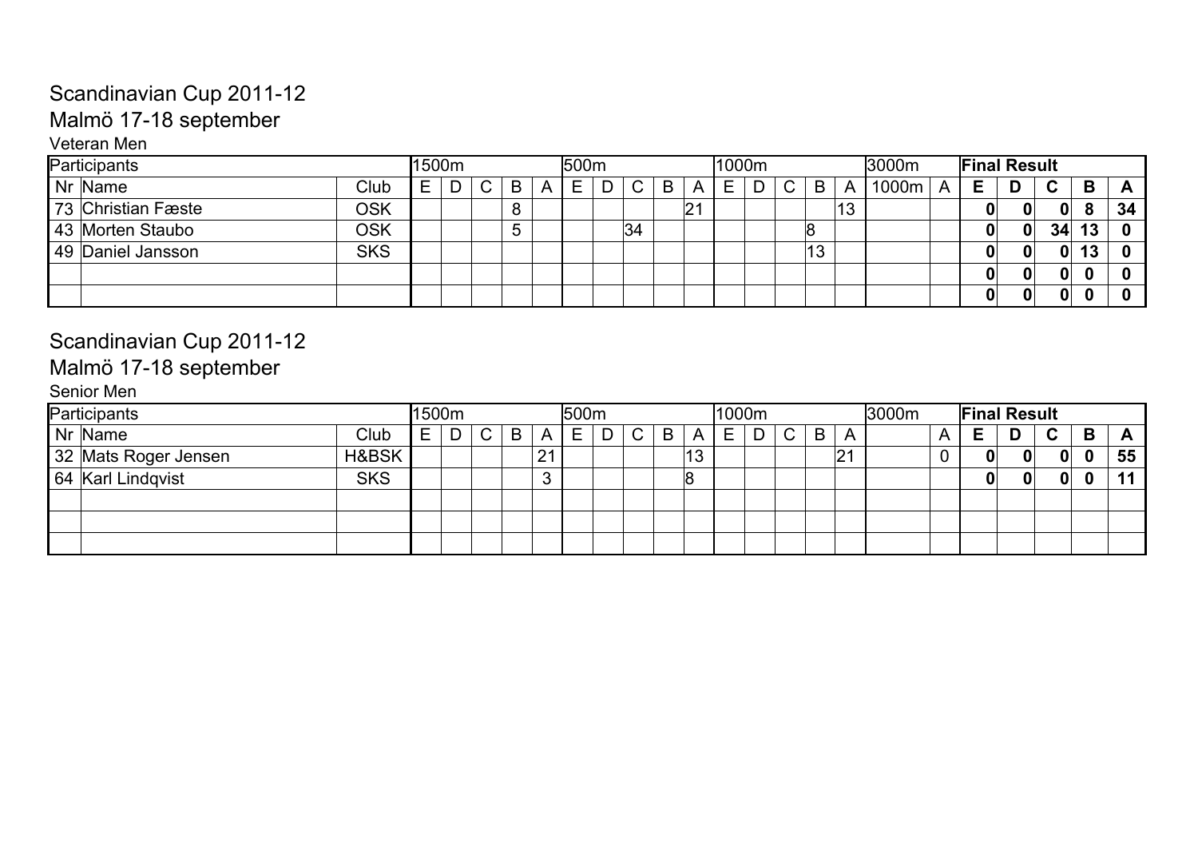Scandinavian Cup 2011-12

Malmö 17-18 september

Veteran Men

| Participants | | | 1500m | | | | | 500m | | | | | 1000m | | | | | 3000m | | Final Result | | | | |
|---|---|---|---|---|---|---|---|---|---|---|---|---|---|---|---|---|---|---|---|---|---|---|---|---|
| Nr | Name | Club | E | D | C | B | A | E | D | C | B | A | E | D | C | B | A | 1000m | A | E | D | C | B | A |
| 73 | Christian Fæste | OSK | | | | 8 | | | | | | 21 | | | | | 13 | | | 0 | 0 | 0 | 8 | 34 |
| 43 | Morten Staubo | OSK | | | | 5 | | | | 34 | | | | | | 8 | | | | 0 | 0 | 34 | 13 | 0 |
| 49 | Daniel Jansson | SKS | | | | | | | | | | | | | | 13 | | | | 0 | 0 | 0 | 13 | 0 |
| | | | | | | | | | | | | | | | | | | | | 0 | 0 | 0 | 0 | 0 |
| | | | | | | | | | | | | | | | | | | | | 0 | 0 | 0 | 0 | 0 |

Scandinavian Cup 2011-12

Malmö 17-18 september

Senior Men

| Participants | | | 1500m | | | | | 500m | | | | | 1000m | | | | | 3000m | | Final Result | | | | |
|---|---|---|---|---|---|---|---|---|---|---|---|---|---|---|---|---|---|---|---|---|---|---|---|---|
| Nr | Name | Club | E | D | C | B | A | E | D | C | B | A | E | D | C | B | A | | A | E | D | C | B | A |
| 32 | Mats Roger Jensen | H&BSK | | | | | 21 | | | | | 13 | | | | | 21 | | 0 | 0 | 0 | 0 | 0 | 55 |
| 64 | Karl Lindqvist | SKS | | | | | 3 | | | | | 8 | | | | | | | | 0 | 0 | 0 | 0 | 11 |
| | | | | | | | | | | | | | | | | | | | | | | | | |
| | | | | | | | | | | | | | | | | | | | | | | | | |
| | | | | | | | | | | | | | | | | | | | | | | | | |